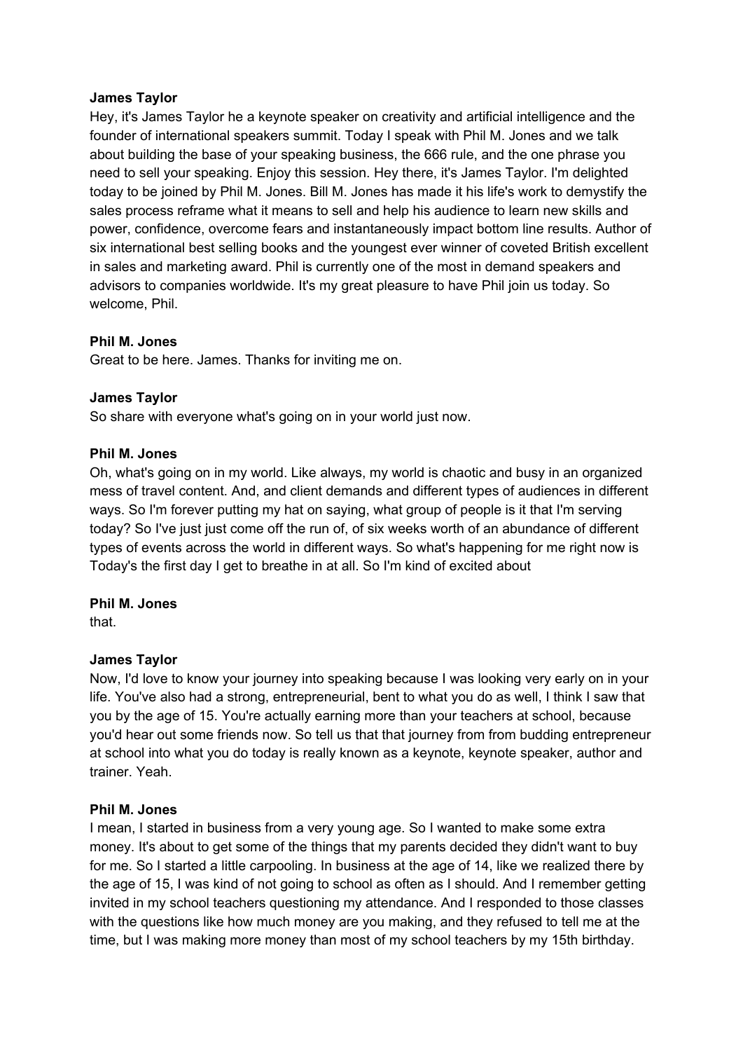**James Taylor**

Hey, it's James Taylor he a keynote speaker on creativity and artificial intelligence and the founder of international speakers summit. Today I speak with Phil M. Jones and we talk about building the base of your speaking business, the 666 rule, and the one phrase you need to sell your speaking. Enjoy this session. Hey there, it's James Taylor. I'm delighted today to be joined by Phil M. Jones. Bill M. Jones has made it his life's work to demystify the sales process reframe what it means to sell and help his audience to learn new skills and power, confidence, overcome fears and instantaneously impact bottom line results. Author of six international best selling books and the youngest ever winner of coveted British excellent in sales and marketing award. Phil is currently one of the most in demand speakers and advisors to companies worldwide. It's my great pleasure to have Phil join us today. So welcome, Phil.

**Phil M. Jones**

Great to be here. James. Thanks for inviting me on.

**James Taylor**

So share with everyone what's going on in your world just now.

**Phil M. Jones**

Oh, what's going on in my world. Like always, my world is chaotic and busy in an organized mess of travel content. And, and client demands and different types of audiences in different ways. So I'm forever putting my hat on saying, what group of people is it that I'm serving today? So I've just just come off the run of, of six weeks worth of an abundance of different types of events across the world in different ways. So what's happening for me right now is Today's the first day I get to breathe in at all. So I'm kind of excited about

**Phil M. Jones**

that.

**James Taylor**

Now, I'd love to know your journey into speaking because I was looking very early on in your life. You've also had a strong, entrepreneurial, bent to what you do as well, I think I saw that you by the age of 15. You're actually earning more than your teachers at school, because you'd hear out some friends now. So tell us that that journey from from budding entrepreneur at school into what you do today is really known as a keynote, keynote speaker, author and trainer. Yeah.

**Phil M. Jones**

I mean, I started in business from a very young age. So I wanted to make some extra money. It's about to get some of the things that my parents decided they didn't want to buy for me. So I started a little carpooling. In business at the age of 14, like we realized there by the age of 15, I was kind of not going to school as often as I should. And I remember getting invited in my school teachers questioning my attendance. And I responded to those classes with the questions like how much money are you making, and they refused to tell me at the time, but I was making more money than most of my school teachers by my 15th birthday.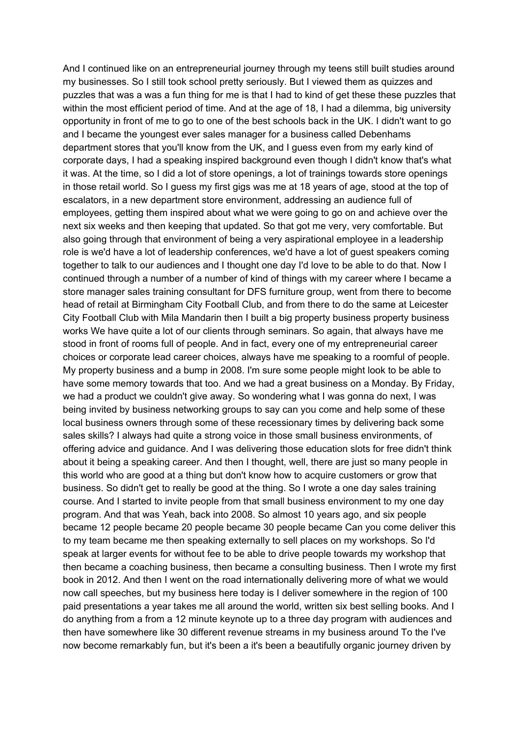And I continued like on an entrepreneurial journey through my teens still built studies around my businesses. So I still took school pretty seriously. But I viewed them as quizzes and puzzles that was a was a fun thing for me is that I had to kind of get these these puzzles that within the most efficient period of time. And at the age of 18, I had a dilemma, big university opportunity in front of me to go to one of the best schools back in the UK. I didn't want to go and I became the youngest ever sales manager for a business called Debenhams department stores that you'll know from the UK, and I guess even from my early kind of corporate days, I had a speaking inspired background even though I didn't know that's what it was. At the time, so I did a lot of store openings, a lot of trainings towards store openings in those retail world. So I guess my first gigs was me at 18 years of age, stood at the top of escalators, in a new department store environment, addressing an audience full of employees, getting them inspired about what we were going to go on and achieve over the next six weeks and then keeping that updated. So that got me very, very comfortable. But also going through that environment of being a very aspirational employee in a leadership role is we'd have a lot of leadership conferences, we'd have a lot of guest speakers coming together to talk to our audiences and I thought one day I'd love to be able to do that. Now I continued through a number of kind of things with my career where I became a store manager sales training consultant for DFS furniture group, went from there to become head of retail at Birmingham City Football Club, and from there to do the same at Leicester City Football Club with Mila Mandarin then I built a big property business property business works We have quite a lot of our clients through seminars. So again, that always have me stood in front of rooms full of people. And in fact, every one of my entrepreneurial career choices or corporate lead career choices, always have me speaking to a roomful of people. My property business and a bump in 2008. I'm sure some people might look to be able to have some memory towards that too. And we had a great business on a Monday. By Friday, we had a product we couldn't give away. So wondering what I was gonna do next, I was being invited by business networking groups to say can you come and help some of these local business owners through some of these recessionary times by delivering back some sales skills? I always had quite a strong voice in those small business environments, of offering advice and guidance. And I was delivering those education slots for free didn't think about it being a speaking career. And then I thought, well, there are just so many people in this world who are good at a thing but don't know how to acquire customers or grow that business. So didn't get to really be good at the thing. So I wrote a one day sales training course. And I started to invite people from that small business environment to my one day program. And that was Yeah, back into 2008. So almost 10 years ago, and six people became 12 people became 20 people became 30 people became Can you come deliver this to my team became me then speaking externally to sell places on my workshops. So I'd speak at larger events for without fee to be able to drive people towards my workshop that then became a coaching business, then became a consulting business. Then I wrote my first book in 2012. And then I went on the road internationally delivering more of what we would now call speeches, but my business here today is I deliver somewhere in the region of 100 paid presentations a year takes me all around the world, written six best selling books. And I do anything from a from a 12 minute keynote up to a three day program with audiences and then have somewhere like 30 different revenue streams in my business around To the I've now become remarkably fun, but it's been a it's been a beautifully organic journey driven by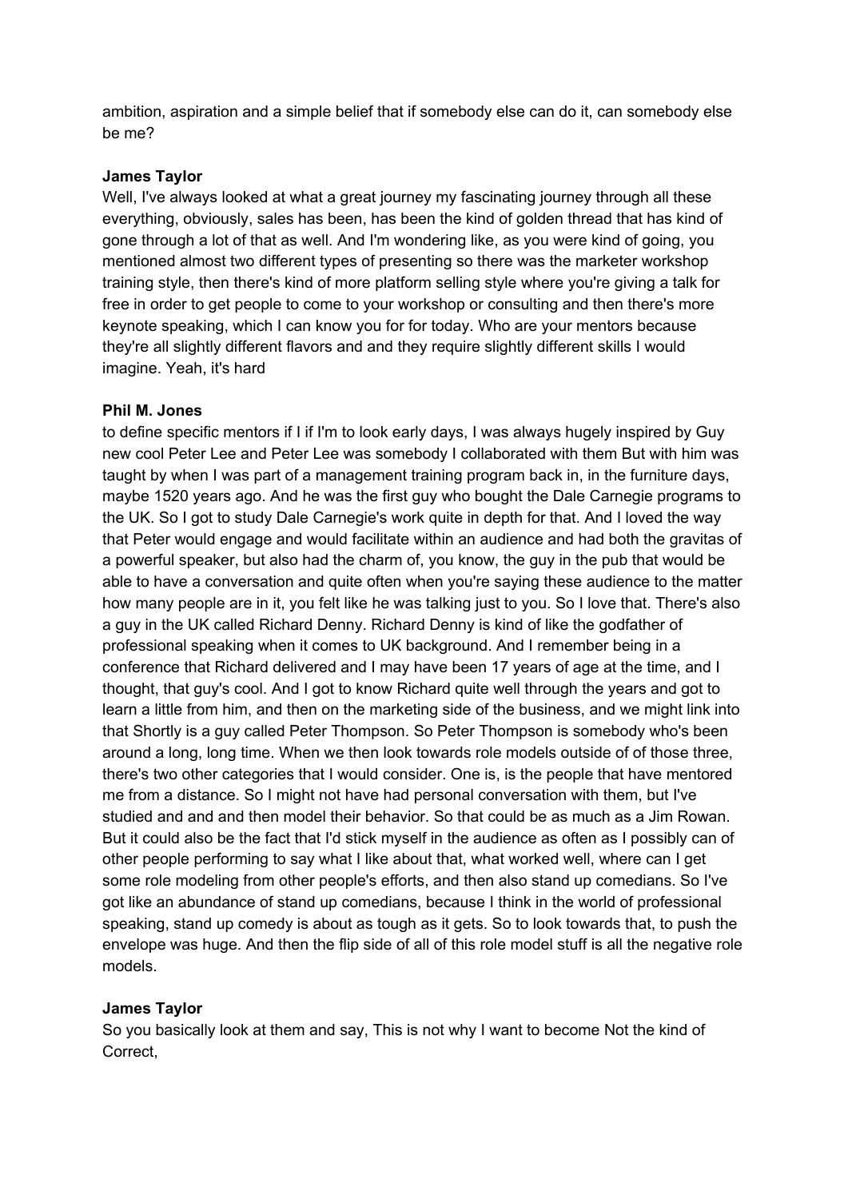ambition, aspiration and a simple belief that if somebody else can do it, can somebody else be me?

**James Taylor**

Well, I've always looked at what a great journey my fascinating journey through all these everything, obviously, sales has been, has been the kind of golden thread that has kind of gone through a lot of that as well. And I'm wondering like, as you were kind of going, you mentioned almost two different types of presenting so there was the marketer workshop training style, then there's kind of more platform selling style where you're giving a talk for free in order to get people to come to your workshop or consulting and then there's more keynote speaking, which I can know you for for today. Who are your mentors because they're all slightly different flavors and and they require slightly different skills I would imagine. Yeah, it's hard

**Phil M. Jones**

to define specific mentors if I if I'm to look early days, I was always hugely inspired by Guy new cool Peter Lee and Peter Lee was somebody I collaborated with them But with him was taught by when I was part of a management training program back in, in the furniture days, maybe 1520 years ago. And he was the first guy who bought the Dale Carnegie programs to the UK. So I got to study Dale Carnegie's work quite in depth for that. And I loved the way that Peter would engage and would facilitate within an audience and had both the gravitas of a powerful speaker, but also had the charm of, you know, the guy in the pub that would be able to have a conversation and quite often when you're saying these audience to the matter how many people are in it, you felt like he was talking just to you. So I love that. There's also a guy in the UK called Richard Denny. Richard Denny is kind of like the godfather of professional speaking when it comes to UK background. And I remember being in a conference that Richard delivered and I may have been 17 years of age at the time, and I thought, that guy's cool. And I got to know Richard quite well through the years and got to learn a little from him, and then on the marketing side of the business, and we might link into that Shortly is a guy called Peter Thompson. So Peter Thompson is somebody who's been around a long, long time. When we then look towards role models outside of of those three, there's two other categories that I would consider. One is, is the people that have mentored me from a distance. So I might not have had personal conversation with them, but I've studied and and and then model their behavior. So that could be as much as a Jim Rowan. But it could also be the fact that I'd stick myself in the audience as often as I possibly can of other people performing to say what I like about that, what worked well, where can I get some role modeling from other people's efforts, and then also stand up comedians. So I've got like an abundance of stand up comedians, because I think in the world of professional speaking, stand up comedy is about as tough as it gets. So to look towards that, to push the envelope was huge. And then the flip side of all of this role model stuff is all the negative role models.

**James Taylor**

So you basically look at them and say, This is not why I want to become Not the kind of Correct,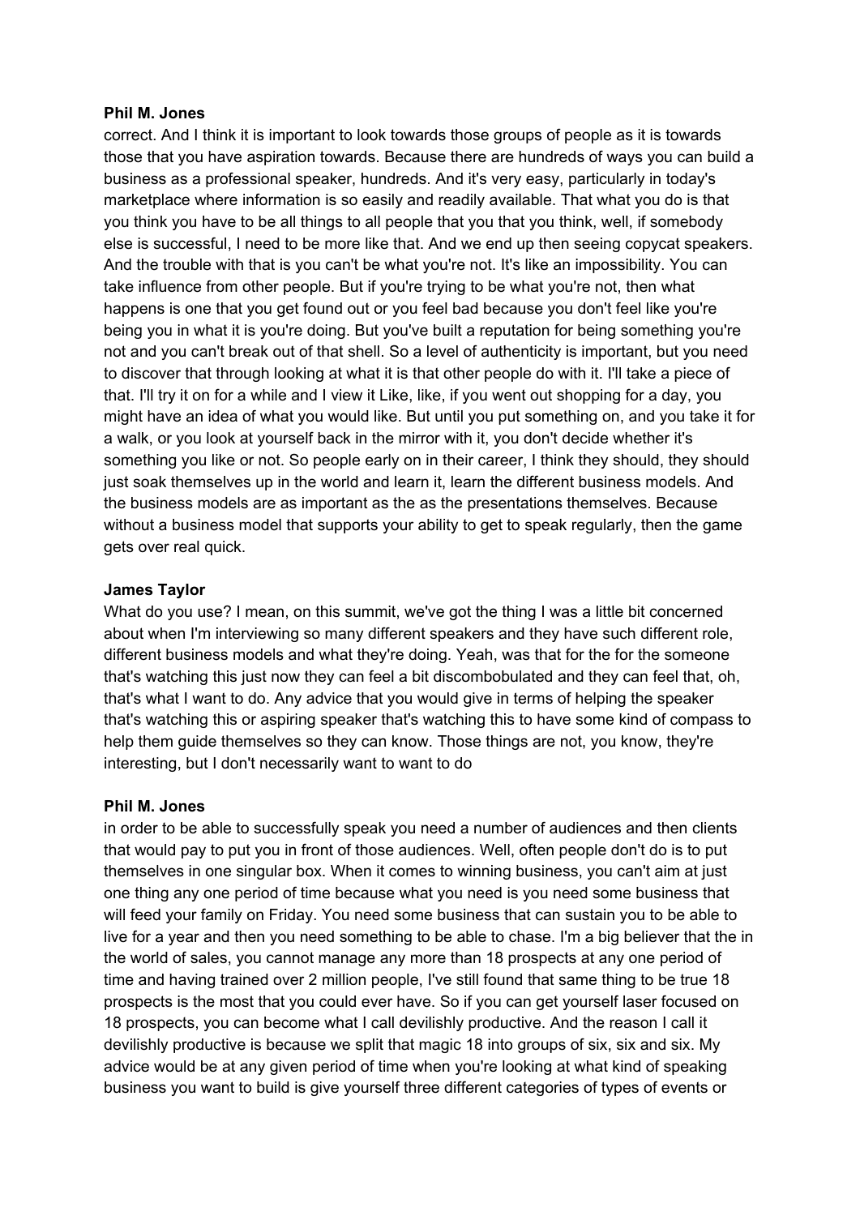**Phil M. Jones**

correct. And I think it is important to look towards those groups of people as it is towards those that you have aspiration towards. Because there are hundreds of ways you can build a business as a professional speaker, hundreds. And it's very easy, particularly in today's marketplace where information is so easily and readily available. That what you do is that you think you have to be all things to all people that you that you think, well, if somebody else is successful, I need to be more like that. And we end up then seeing copycat speakers. And the trouble with that is you can't be what you're not. It's like an impossibility. You can take influence from other people. But if you're trying to be what you're not, then what happens is one that you get found out or you feel bad because you don't feel like you're being you in what it is you're doing. But you've built a reputation for being something you're not and you can't break out of that shell. So a level of authenticity is important, but you need to discover that through looking at what it is that other people do with it. I'll take a piece of that. I'll try it on for a while and I view it Like, like, if you went out shopping for a day, you might have an idea of what you would like. But until you put something on, and you take it for a walk, or you look at yourself back in the mirror with it, you don't decide whether it's something you like or not. So people early on in their career, I think they should, they should just soak themselves up in the world and learn it, learn the different business models. And the business models are as important as the as the presentations themselves. Because without a business model that supports your ability to get to speak regularly, then the game gets over real quick.

**James Taylor**

What do you use? I mean, on this summit, we've got the thing I was a little bit concerned about when I'm interviewing so many different speakers and they have such different role, different business models and what they're doing. Yeah, was that for the for the someone that's watching this just now they can feel a bit discombobulated and they can feel that, oh, that's what I want to do. Any advice that you would give in terms of helping the speaker that's watching this or aspiring speaker that's watching this to have some kind of compass to help them guide themselves so they can know. Those things are not, you know, they're interesting, but I don't necessarily want to want to do

**Phil M. Jones**

in order to be able to successfully speak you need a number of audiences and then clients that would pay to put you in front of those audiences. Well, often people don't do is to put themselves in one singular box. When it comes to winning business, you can't aim at just one thing any one period of time because what you need is you need some business that will feed your family on Friday. You need some business that can sustain you to be able to live for a year and then you need something to be able to chase. I'm a big believer that the in the world of sales, you cannot manage any more than 18 prospects at any one period of time and having trained over 2 million people, I've still found that same thing to be true 18 prospects is the most that you could ever have. So if you can get yourself laser focused on 18 prospects, you can become what I call devilishly productive. And the reason I call it devilishly productive is because we split that magic 18 into groups of six, six and six. My advice would be at any given period of time when you're looking at what kind of speaking business you want to build is give yourself three different categories of types of events or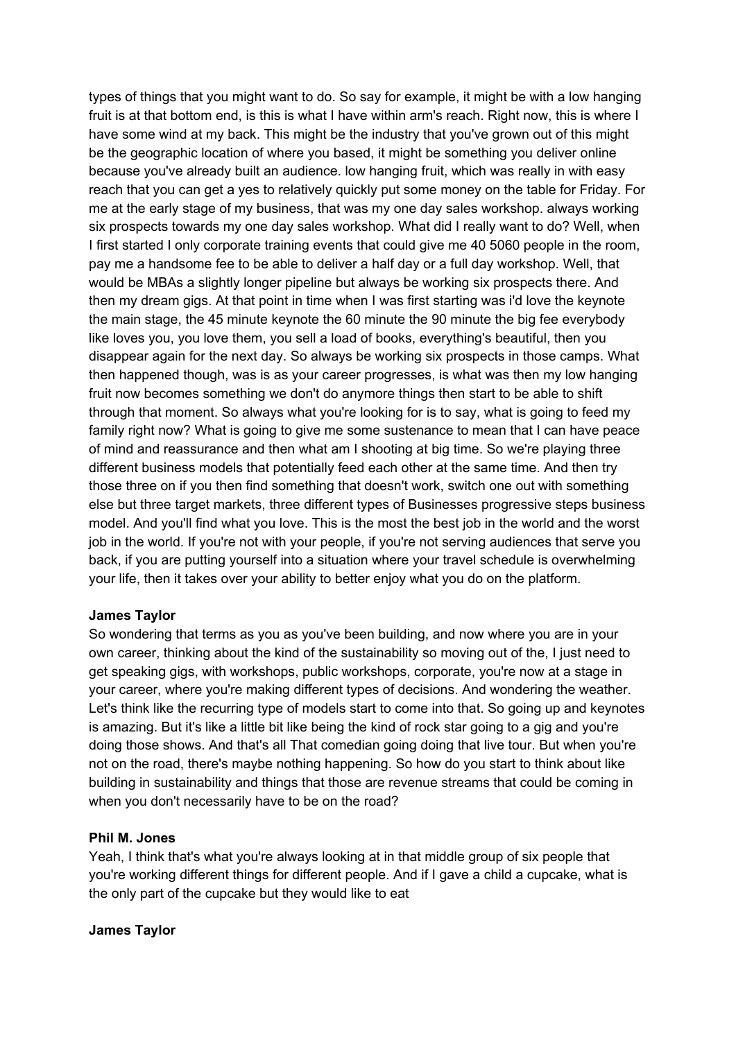types of things that you might want to do. So say for example, it might be with a low hanging fruit is at that bottom end, is this is what I have within arm's reach. Right now, this is where I have some wind at my back. This might be the industry that you've grown out of this might be the geographic location of where you based, it might be something you deliver online because you've already built an audience. low hanging fruit, which was really in with easy reach that you can get a yes to relatively quickly put some money on the table for Friday. For me at the early stage of my business, that was my one day sales workshop. always working six prospects towards my one day sales workshop. What did I really want to do? Well, when I first started I only corporate training events that could give me 40 5060 people in the room, pay me a handsome fee to be able to deliver a half day or a full day workshop. Well, that would be MBAs a slightly longer pipeline but always be working six prospects there. And then my dream gigs. At that point in time when I was first starting was i'd love the keynote the main stage, the 45 minute keynote the 60 minute the 90 minute the big fee everybody like loves you, you love them, you sell a load of books, everything's beautiful, then you disappear again for the next day. So always be working six prospects in those camps. What then happened though, was is as your career progresses, is what was then my low hanging fruit now becomes something we don't do anymore things then start to be able to shift through that moment. So always what you're looking for is to say, what is going to feed my family right now? What is going to give me some sustenance to mean that I can have peace of mind and reassurance and then what am I shooting at big time. So we're playing three different business models that potentially feed each other at the same time. And then try those three on if you then find something that doesn't work, switch one out with something else but three target markets, three different types of Businesses progressive steps business model. And you'll find what you love. This is the most the best job in the world and the worst job in the world. If you're not with your people, if you're not serving audiences that serve you back, if you are putting yourself into a situation where your travel schedule is overwhelming your life, then it takes over your ability to better enjoy what you do on the platform.

**James Taylor**

So wondering that terms as you as you've been building, and now where you are in your own career, thinking about the kind of the sustainability so moving out of the, I just need to get speaking gigs, with workshops, public workshops, corporate, you're now at a stage in your career, where you're making different types of decisions. And wondering the weather. Let's think like the recurring type of models start to come into that. So going up and keynotes is amazing. But it's like a little bit like being the kind of rock star going to a gig and you're doing those shows. And that's all That comedian going doing that live tour. But when you're not on the road, there's maybe nothing happening. So how do you start to think about like building in sustainability and things that those are revenue streams that could be coming in when you don't necessarily have to be on the road?

**Phil M. Jones**

Yeah, I think that's what you're always looking at in that middle group of six people that you're working different things for different people. And if I gave a child a cupcake, what is the only part of the cupcake but they would like to eat

**James Taylor**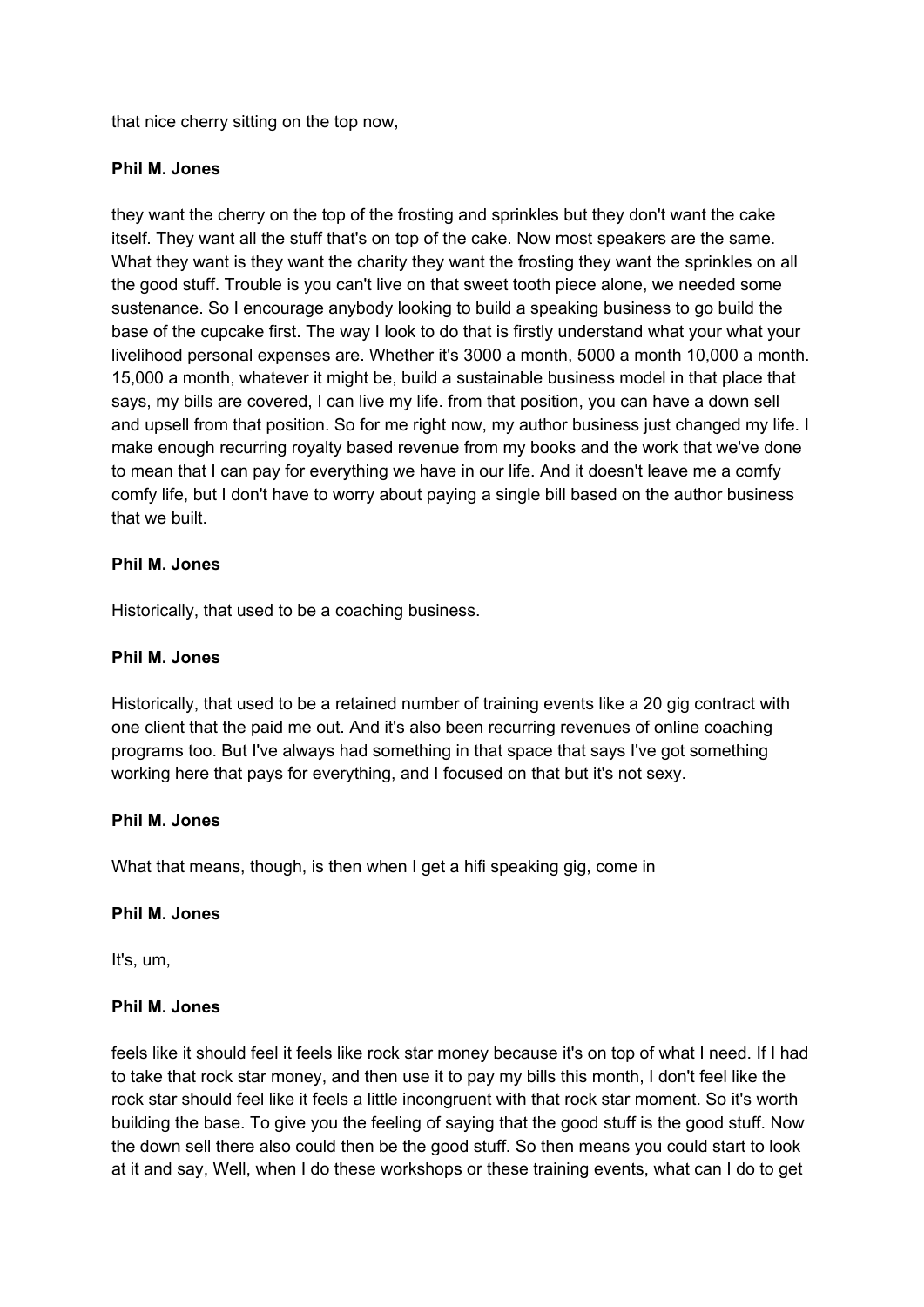that nice cherry sitting on the top now,

**Phil M. Jones**

they want the cherry on the top of the frosting and sprinkles but they don't want the cake itself. They want all the stuff that's on top of the cake. Now most speakers are the same. What they want is they want the charity they want the frosting they want the sprinkles on all the good stuff. Trouble is you can't live on that sweet tooth piece alone, we needed some sustenance. So I encourage anybody looking to build a speaking business to go build the base of the cupcake first. The way I look to do that is firstly understand what your what your livelihood personal expenses are. Whether it's 3000 a month, 5000 a month 10,000 a month. 15,000 a month, whatever it might be, build a sustainable business model in that place that says, my bills are covered, I can live my life. from that position, you can have a down sell and upsell from that position. So for me right now, my author business just changed my life. I make enough recurring royalty based revenue from my books and the work that we've done to mean that I can pay for everything we have in our life. And it doesn't leave me a comfy comfy life, but I don't have to worry about paying a single bill based on the author business that we built.

**Phil M. Jones**

Historically, that used to be a coaching business.

**Phil M. Jones**

Historically, that used to be a retained number of training events like a 20 gig contract with one client that the paid me out. And it's also been recurring revenues of online coaching programs too. But I've always had something in that space that says I've got something working here that pays for everything, and I focused on that but it's not sexy.

**Phil M. Jones**

What that means, though, is then when I get a hifi speaking gig, come in

**Phil M. Jones**

It's, um,

**Phil M. Jones**

feels like it should feel it feels like rock star money because it's on top of what I need. If I had to take that rock star money, and then use it to pay my bills this month, I don't feel like the rock star should feel like it feels a little incongruent with that rock star moment. So it's worth building the base. To give you the feeling of saying that the good stuff is the good stuff. Now the down sell there also could then be the good stuff. So then means you could start to look at it and say, Well, when I do these workshops or these training events, what can I do to get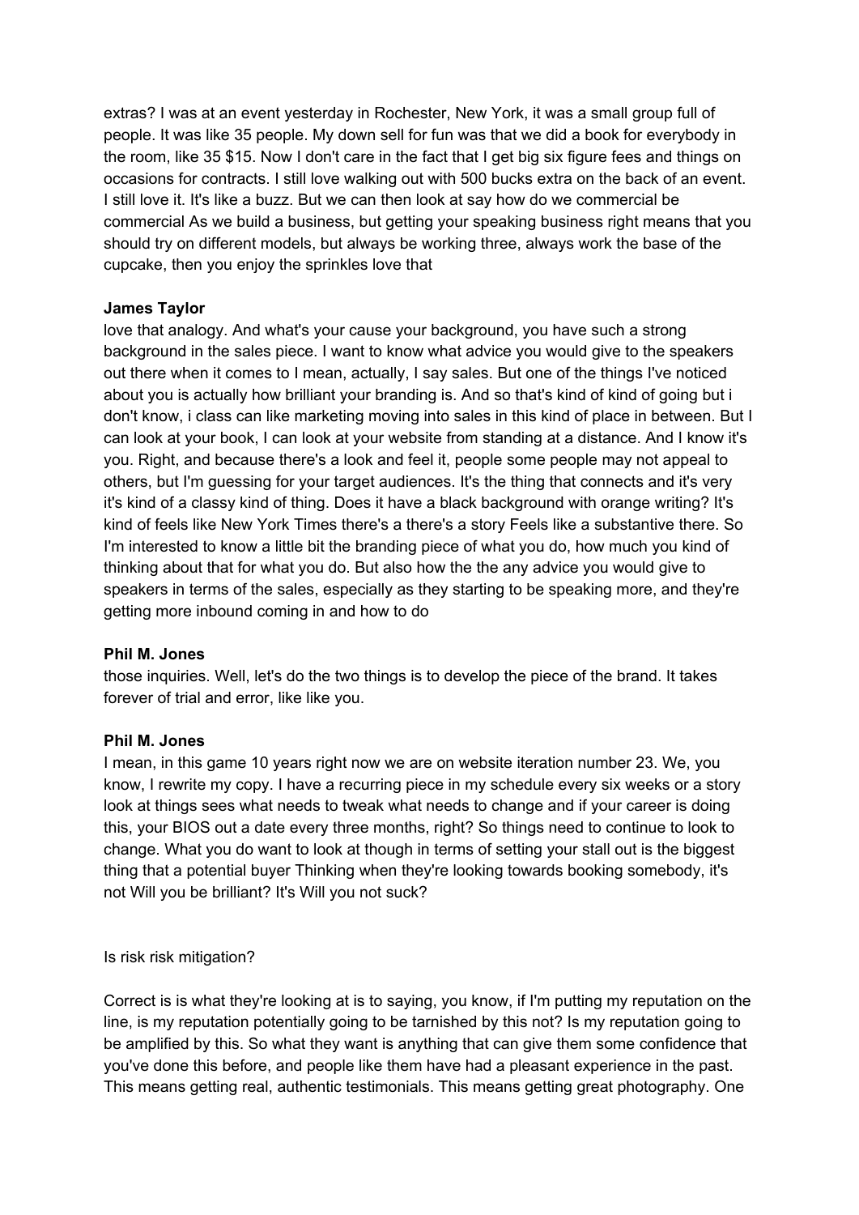extras? I was at an event yesterday in Rochester, New York, it was a small group full of people. It was like 35 people. My down sell for fun was that we did a book for everybody in the room, like 35 $15. Now I don't care in the fact that I get big six figure fees and things on occasions for contracts. I still love walking out with 500 bucks extra on the back of an event. I still love it. It's like a buzz. But we can then look at say how do we commercial be commercial As we build a business, but getting your speaking business right means that you should try on different models, but always be working three, always work the base of the cupcake, then you enjoy the sprinkles love that

**James Taylor**

love that analogy. And what's your cause your background, you have such a strong background in the sales piece. I want to know what advice you would give to the speakers out there when it comes to I mean, actually, I say sales. But one of the things I've noticed about you is actually how brilliant your branding is. And so that's kind of kind of going but i don't know, i class can like marketing moving into sales in this kind of place in between. But I can look at your book, I can look at your website from standing at a distance. And I know it's you. Right, and because there's a look and feel it, people some people may not appeal to others, but I'm guessing for your target audiences. It's the thing that connects and it's very it's kind of a classy kind of thing. Does it have a black background with orange writing? It's kind of feels like New York Times there's a there's a story Feels like a substantive there. So I'm interested to know a little bit the branding piece of what you do, how much you kind of thinking about that for what you do. But also how the the any advice you would give to speakers in terms of the sales, especially as they starting to be speaking more, and they're getting more inbound coming in and how to do

**Phil M. Jones**

those inquiries. Well, let's do the two things is to develop the piece of the brand. It takes forever of trial and error, like like you.

**Phil M. Jones**

I mean, in this game 10 years right now we are on website iteration number 23. We, you know, I rewrite my copy. I have a recurring piece in my schedule every six weeks or a story look at things sees what needs to tweak what needs to change and if your career is doing this, your BIOS out a date every three months, right? So things need to continue to look to change. What you do want to look at though in terms of setting your stall out is the biggest thing that a potential buyer Thinking when they're looking towards booking somebody, it's not Will you be brilliant? It's Will you not suck?

Is risk risk mitigation?

Correct is is what they're looking at is to saying, you know, if I'm putting my reputation on the line, is my reputation potentially going to be tarnished by this not? Is my reputation going to be amplified by this. So what they want is anything that can give them some confidence that you've done this before, and people like them have had a pleasant experience in the past. This means getting real, authentic testimonials. This means getting great photography. One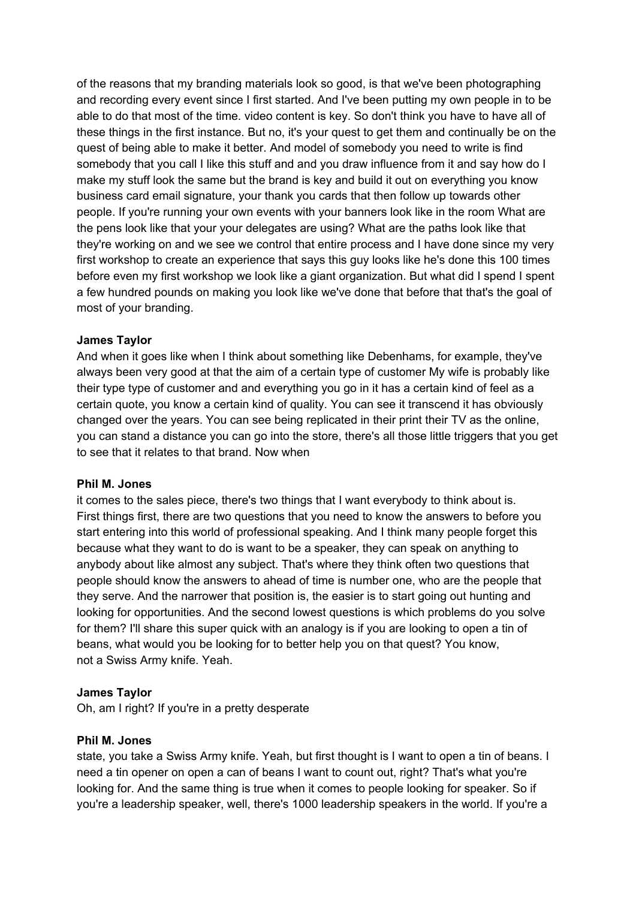of the reasons that my branding materials look so good, is that we've been photographing and recording every event since I first started. And I've been putting my own people in to be able to do that most of the time. video content is key. So don't think you have to have all of these things in the first instance. But no, it's your quest to get them and continually be on the quest of being able to make it better. And model of somebody you need to write is find somebody that you call I like this stuff and and you draw influence from it and say how do I make my stuff look the same but the brand is key and build it out on everything you know business card email signature, your thank you cards that then follow up towards other people. If you're running your own events with your banners look like in the room What are the pens look like that your your delegates are using? What are the paths look like that they're working on and we see we control that entire process and I have done since my very first workshop to create an experience that says this guy looks like he's done this 100 times before even my first workshop we look like a giant organization. But what did I spend I spent a few hundred pounds on making you look like we've done that before that that's the goal of most of your branding.

**James Taylor**
And when it goes like when I think about something like Debenhams, for example, they've always been very good at that the aim of a certain type of customer My wife is probably like their type type of customer and and everything you go in it has a certain kind of feel as a certain quote, you know a certain kind of quality. You can see it transcend it has obviously changed over the years. You can see being replicated in their print their TV as the online, you can stand a distance you can go into the store, there's all those little triggers that you get to see that it relates to that brand. Now when

**Phil M. Jones**
it comes to the sales piece, there's two things that I want everybody to think about is. First things first, there are two questions that you need to know the answers to before you start entering into this world of professional speaking. And I think many people forget this because what they want to do is want to be a speaker, they can speak on anything to anybody about like almost any subject. That's where they think often two questions that people should know the answers to ahead of time is number one, who are the people that they serve. And the narrower that position is, the easier is to start going out hunting and looking for opportunities. And the second lowest questions is which problems do you solve for them? I'll share this super quick with an analogy is if you are looking to open a tin of beans, what would you be looking for to better help you on that quest? You know, not a Swiss Army knife. Yeah.

**James Taylor**
Oh, am I right? If you're in a pretty desperate

**Phil M. Jones**
state, you take a Swiss Army knife. Yeah, but first thought is I want to open a tin of beans. I need a tin opener on open a can of beans I want to count out, right? That's what you're looking for. And the same thing is true when it comes to people looking for speaker. So if you're a leadership speaker, well, there's 1000 leadership speakers in the world. If you're a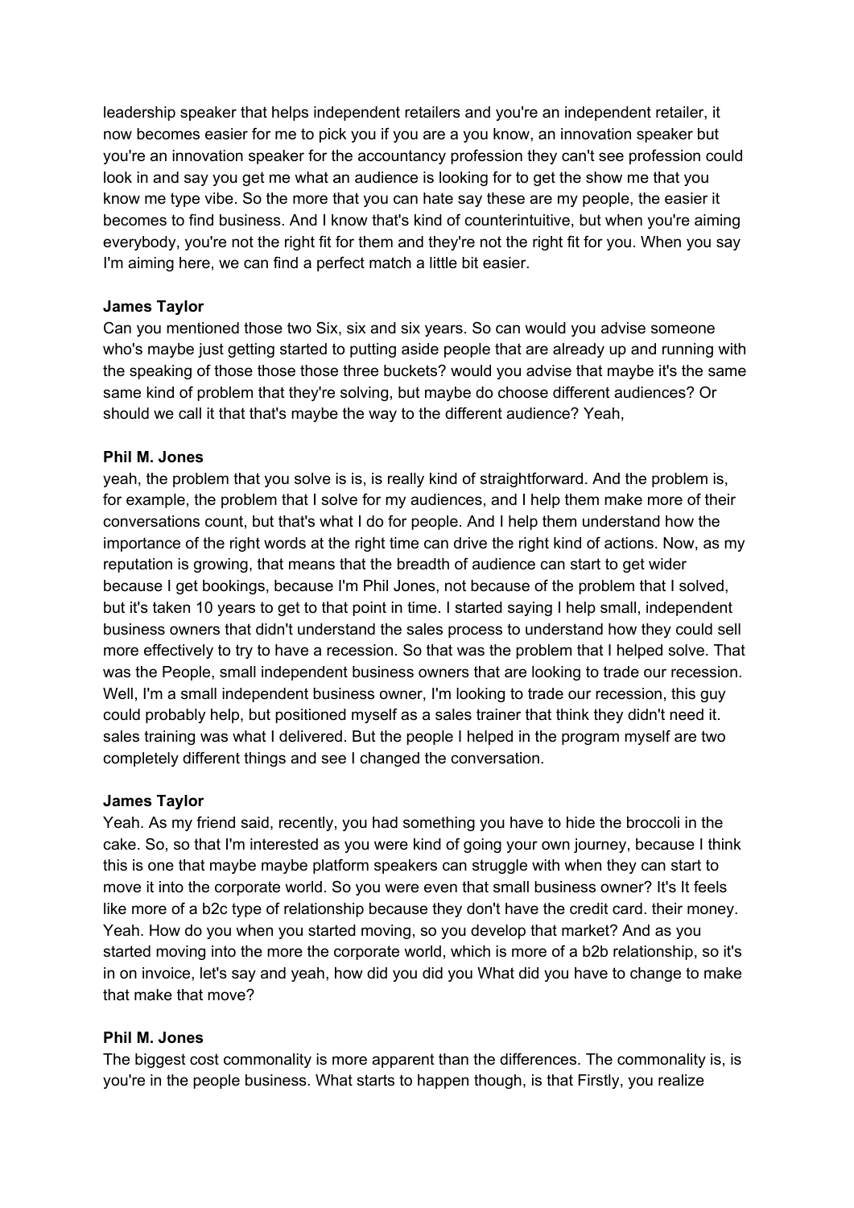leadership speaker that helps independent retailers and you're an independent retailer, it now becomes easier for me to pick you if you are a you know, an innovation speaker but you're an innovation speaker for the accountancy profession they can't see profession could look in and say you get me what an audience is looking for to get the show me that you know me type vibe. So the more that you can hate say these are my people, the easier it becomes to find business. And I know that's kind of counterintuitive, but when you're aiming everybody, you're not the right fit for them and they're not the right fit for you. When you say I'm aiming here, we can find a perfect match a little bit easier.

**James Taylor**
Can you mentioned those two Six, six and six years. So can would you advise someone who's maybe just getting started to putting aside people that are already up and running with the speaking of those those those three buckets? would you advise that maybe it's the same same kind of problem that they're solving, but maybe do choose different audiences? Or should we call it that that's maybe the way to the different audience? Yeah,

**Phil M. Jones**
yeah, the problem that you solve is is, is really kind of straightforward. And the problem is, for example, the problem that I solve for my audiences, and I help them make more of their conversations count, but that's what I do for people. And I help them understand how the importance of the right words at the right time can drive the right kind of actions. Now, as my reputation is growing, that means that the breadth of audience can start to get wider because I get bookings, because I'm Phil Jones, not because of the problem that I solved, but it's taken 10 years to get to that point in time. I started saying I help small, independent business owners that didn't understand the sales process to understand how they could sell more effectively to try to have a recession. So that was the problem that I helped solve. That was the People, small independent business owners that are looking to trade our recession. Well, I'm a small independent business owner, I'm looking to trade our recession, this guy could probably help, but positioned myself as a sales trainer that think they didn't need it. sales training was what I delivered. But the people I helped in the program myself are two completely different things and see I changed the conversation.

**James Taylor**
Yeah. As my friend said, recently, you had something you have to hide the broccoli in the cake. So, so that I'm interested as you were kind of going your own journey, because I think this is one that maybe maybe platform speakers can struggle with when they can start to move it into the corporate world. So you were even that small business owner? It's It feels like more of a b2c type of relationship because they don't have the credit card. their money. Yeah. How do you when you started moving, so you develop that market? And as you started moving into the more the corporate world, which is more of a b2b relationship, so it's in on invoice, let's say and yeah, how did you did you What did you have to change to make that make that move?

**Phil M. Jones**
The biggest cost commonality is more apparent than the differences. The commonality is, is you're in the people business. What starts to happen though, is that Firstly, you realize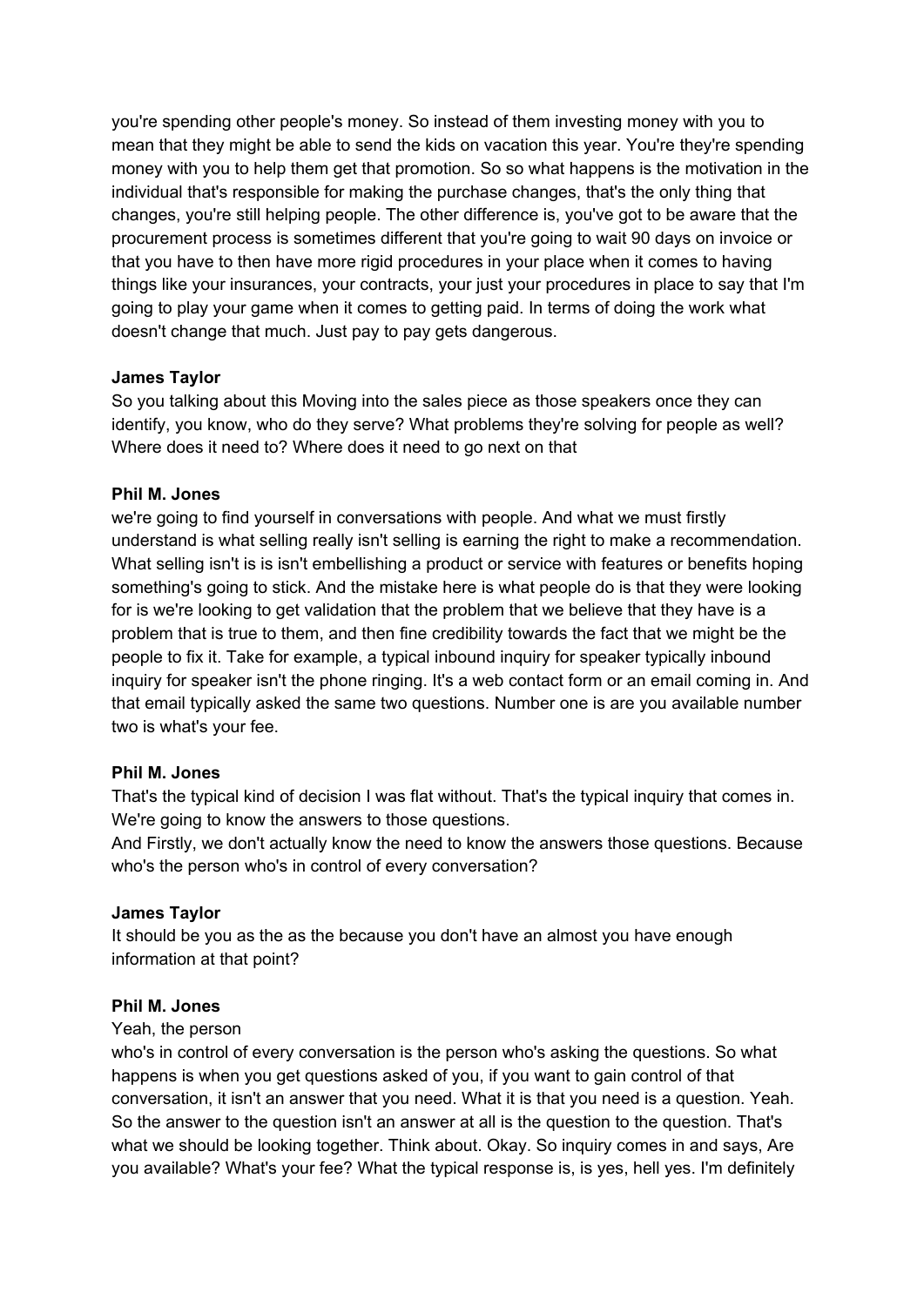you're spending other people's money. So instead of them investing money with you to mean that they might be able to send the kids on vacation this year. You're they're spending money with you to help them get that promotion. So so what happens is the motivation in the individual that's responsible for making the purchase changes, that's the only thing that changes, you're still helping people. The other difference is, you've got to be aware that the procurement process is sometimes different that you're going to wait 90 days on invoice or that you have to then have more rigid procedures in your place when it comes to having things like your insurances, your contracts, your just your procedures in place to say that I'm going to play your game when it comes to getting paid. In terms of doing the work what doesn't change that much. Just pay to pay gets dangerous.

**James Taylor**
So you talking about this Moving into the sales piece as those speakers once they can identify, you know, who do they serve? What problems they're solving for people as well? Where does it need to? Where does it need to go next on that

**Phil M. Jones**
we're going to find yourself in conversations with people. And what we must firstly understand is what selling really isn't selling is earning the right to make a recommendation. What selling isn't is is isn't embellishing a product or service with features or benefits hoping something's going to stick. And the mistake here is what people do is that they were looking for is we're looking to get validation that the problem that we believe that they have is a problem that is true to them, and then fine credibility towards the fact that we might be the people to fix it. Take for example, a typical inbound inquiry for speaker typically inbound inquiry for speaker isn't the phone ringing. It's a web contact form or an email coming in. And that email typically asked the same two questions. Number one is are you available number two is what's your fee.

**Phil M. Jones**
That's the typical kind of decision I was flat without. That's the typical inquiry that comes in. We're going to know the answers to those questions.
And Firstly, we don't actually know the need to know the answers those questions. Because who's the person who's in control of every conversation?

**James Taylor**
It should be you as the as the because you don't have an almost you have enough information at that point?

**Phil M. Jones**
Yeah, the person
who's in control of every conversation is the person who's asking the questions. So what happens is when you get questions asked of you, if you want to gain control of that conversation, it isn't an answer that you need. What it is that you need is a question. Yeah. So the answer to the question isn't an answer at all is the question to the question. That's what we should be looking together. Think about. Okay. So inquiry comes in and says, Are you available? What's your fee? What the typical response is, is yes, hell yes. I'm definitely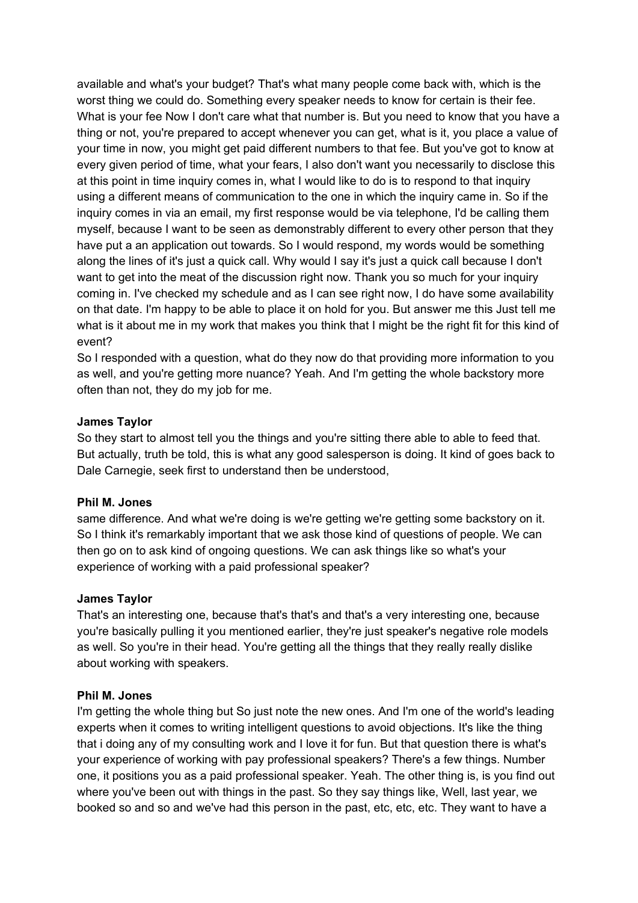available and what's your budget? That's what many people come back with, which is the worst thing we could do. Something every speaker needs to know for certain is their fee. What is your fee Now I don't care what that number is. But you need to know that you have a thing or not, you're prepared to accept whenever you can get, what is it, you place a value of your time in now, you might get paid different numbers to that fee. But you've got to know at every given period of time, what your fears, I also don't want you necessarily to disclose this at this point in time inquiry comes in, what I would like to do is to respond to that inquiry using a different means of communication to the one in which the inquiry came in. So if the inquiry comes in via an email, my first response would be via telephone, I'd be calling them myself, because I want to be seen as demonstrably different to every other person that they have put a an application out towards. So I would respond, my words would be something along the lines of it's just a quick call. Why would I say it's just a quick call because I don't want to get into the meat of the discussion right now. Thank you so much for your inquiry coming in. I've checked my schedule and as I can see right now, I do have some availability on that date. I'm happy to be able to place it on hold for you. But answer me this Just tell me what is it about me in my work that makes you think that I might be the right fit for this kind of event?
So I responded with a question, what do they now do that providing more information to you as well, and you're getting more nuance? Yeah. And I'm getting the whole backstory more often than not, they do my job for me.

**James Taylor**
So they start to almost tell you the things and you're sitting there able to able to feed that. But actually, truth be told, this is what any good salesperson is doing. It kind of goes back to Dale Carnegie, seek first to understand then be understood,

**Phil M. Jones**
same difference. And what we're doing is we're getting we're getting some backstory on it. So I think it's remarkably important that we ask those kind of questions of people. We can then go on to ask kind of ongoing questions. We can ask things like so what's your experience of working with a paid professional speaker?

**James Taylor**
That's an interesting one, because that's that's and that's a very interesting one, because you're basically pulling it you mentioned earlier, they're just speaker's negative role models as well. So you're in their head. You're getting all the things that they really really dislike about working with speakers.

**Phil M. Jones**
I'm getting the whole thing but So just note the new ones. And I'm one of the world's leading experts when it comes to writing intelligent questions to avoid objections. It's like the thing that i doing any of my consulting work and I love it for fun. But that question there is what's your experience of working with pay professional speakers? There's a few things. Number one, it positions you as a paid professional speaker. Yeah. The other thing is, is you find out where you've been out with things in the past. So they say things like, Well, last year, we booked so and so and we've had this person in the past, etc, etc, etc. They want to have a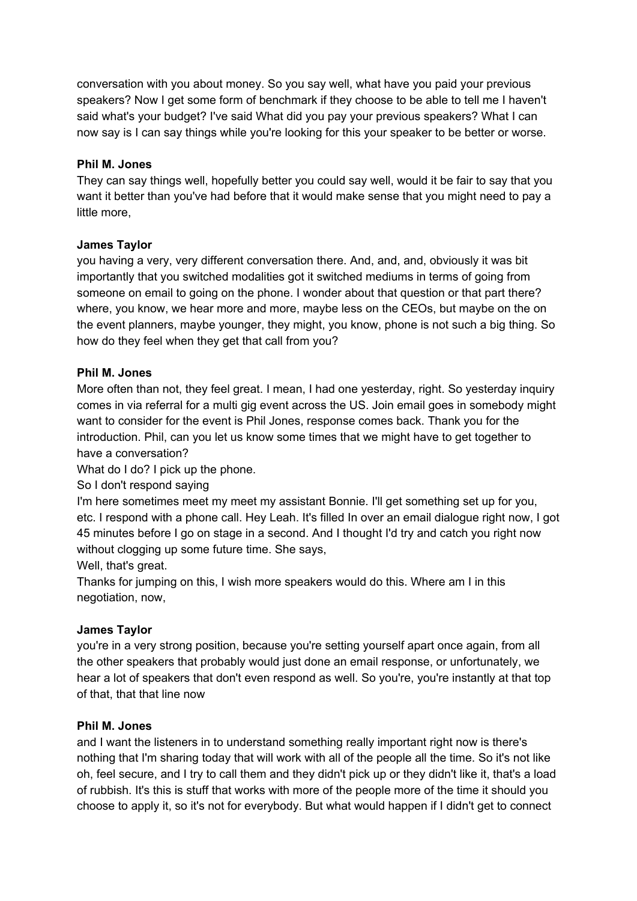conversation with you about money. So you say well, what have you paid your previous speakers? Now I get some form of benchmark if they choose to be able to tell me I haven't said what's your budget? I've said What did you pay your previous speakers? What I can now say is I can say things while you're looking for this your speaker to be better or worse.

**Phil M. Jones**

They can say things well, hopefully better you could say well, would it be fair to say that you want it better than you've had before that it would make sense that you might need to pay a little more,

**James Taylor**

you having a very, very different conversation there. And, and, and, obviously it was bit importantly that you switched modalities got it switched mediums in terms of going from someone on email to going on the phone. I wonder about that question or that part there? where, you know, we hear more and more, maybe less on the CEOs, but maybe on the on the event planners, maybe younger, they might, you know, phone is not such a big thing. So how do they feel when they get that call from you?

**Phil M. Jones**

More often than not, they feel great. I mean, I had one yesterday, right. So yesterday inquiry comes in via referral for a multi gig event across the US. Join email goes in somebody might want to consider for the event is Phil Jones, response comes back. Thank you for the introduction. Phil, can you let us know some times that we might have to get together to have a conversation?

What do I do? I pick up the phone.

So I don't respond saying

I'm here sometimes meet my meet my assistant Bonnie. I'll get something set up for you, etc. I respond with a phone call. Hey Leah. It's filled In over an email dialogue right now, I got 45 minutes before I go on stage in a second. And I thought I'd try and catch you right now without clogging up some future time. She says,

Well, that's great.

Thanks for jumping on this, I wish more speakers would do this. Where am I in this negotiation, now,

**James Taylor**

you're in a very strong position, because you're setting yourself apart once again, from all the other speakers that probably would just done an email response, or unfortunately, we hear a lot of speakers that don't even respond as well. So you're, you're instantly at that top of that, that that line now

**Phil M. Jones**

and I want the listeners in to understand something really important right now is there's nothing that I'm sharing today that will work with all of the people all the time. So it's not like oh, feel secure, and I try to call them and they didn't pick up or they didn't like it, that's a load of rubbish. It's this is stuff that works with more of the people more of the time it should you choose to apply it, so it's not for everybody. But what would happen if I didn't get to connect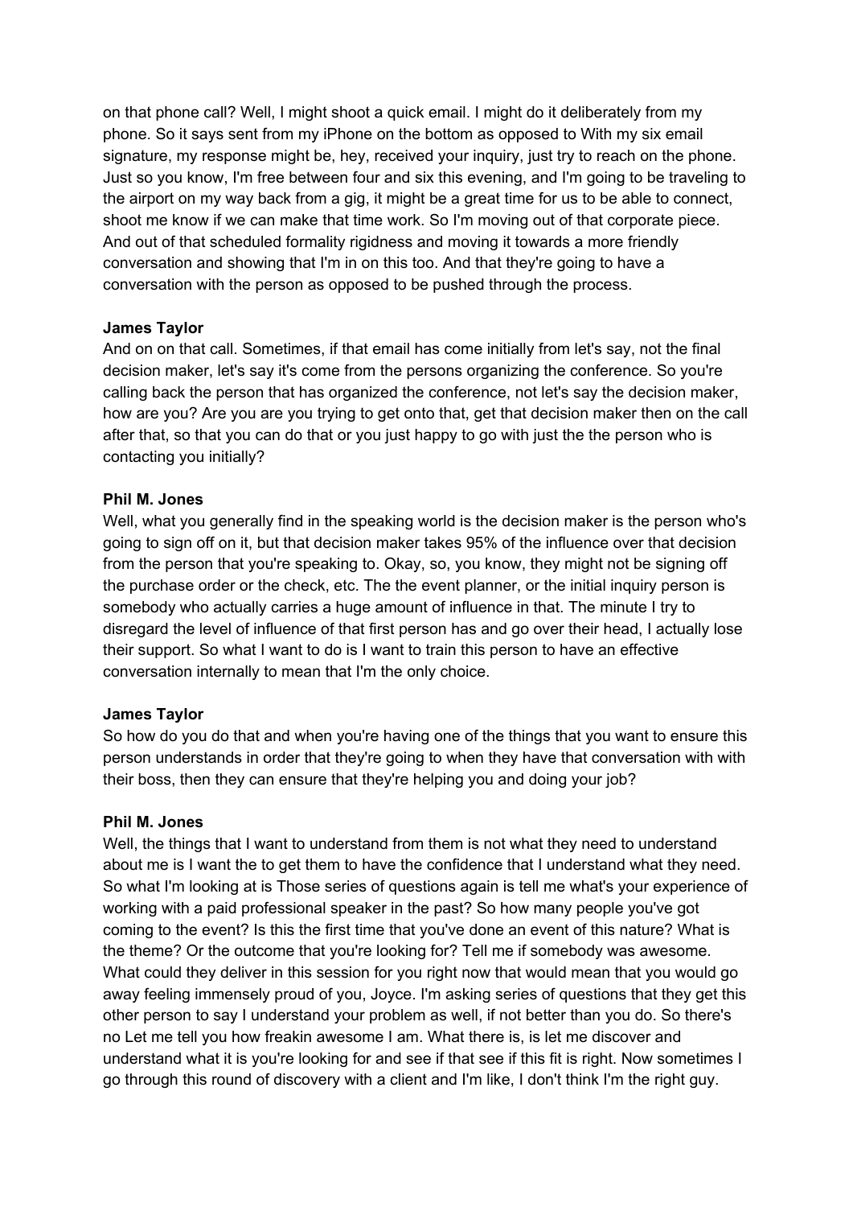on that phone call? Well, I might shoot a quick email. I might do it deliberately from my phone. So it says sent from my iPhone on the bottom as opposed to With my six email signature, my response might be, hey, received your inquiry, just try to reach on the phone. Just so you know, I'm free between four and six this evening, and I'm going to be traveling to the airport on my way back from a gig, it might be a great time for us to be able to connect, shoot me know if we can make that time work. So I'm moving out of that corporate piece. And out of that scheduled formality rigidness and moving it towards a more friendly conversation and showing that I'm in on this too. And that they're going to have a conversation with the person as opposed to be pushed through the process.

**James Taylor**
And on on that call. Sometimes, if that email has come initially from let's say, not the final decision maker, let's say it's come from the persons organizing the conference. So you're calling back the person that has organized the conference, not let's say the decision maker, how are you? Are you are you trying to get onto that, get that decision maker then on the call after that, so that you can do that or you just happy to go with just the the person who is contacting you initially?

**Phil M. Jones**
Well, what you generally find in the speaking world is the decision maker is the person who's going to sign off on it, but that decision maker takes 95% of the influence over that decision from the person that you're speaking to. Okay, so, you know, they might not be signing off the purchase order or the check, etc. The the event planner, or the initial inquiry person is somebody who actually carries a huge amount of influence in that. The minute I try to disregard the level of influence of that first person has and go over their head, I actually lose their support. So what I want to do is I want to train this person to have an effective conversation internally to mean that I'm the only choice.

**James Taylor**
So how do you do that and when you're having one of the things that you want to ensure this person understands in order that they're going to when they have that conversation with with their boss, then they can ensure that they're helping you and doing your job?

**Phil M. Jones**
Well, the things that I want to understand from them is not what they need to understand about me is I want the to get them to have the confidence that I understand what they need. So what I'm looking at is Those series of questions again is tell me what's your experience of working with a paid professional speaker in the past? So how many people you've got coming to the event? Is this the first time that you've done an event of this nature? What is the theme? Or the outcome that you're looking for? Tell me if somebody was awesome. What could they deliver in this session for you right now that would mean that you would go away feeling immensely proud of you, Joyce. I'm asking series of questions that they get this other person to say I understand your problem as well, if not better than you do. So there's no Let me tell you how freakin awesome I am. What there is, is let me discover and understand what it is you're looking for and see if that see if this fit is right. Now sometimes I go through this round of discovery with a client and I'm like, I don't think I'm the right guy.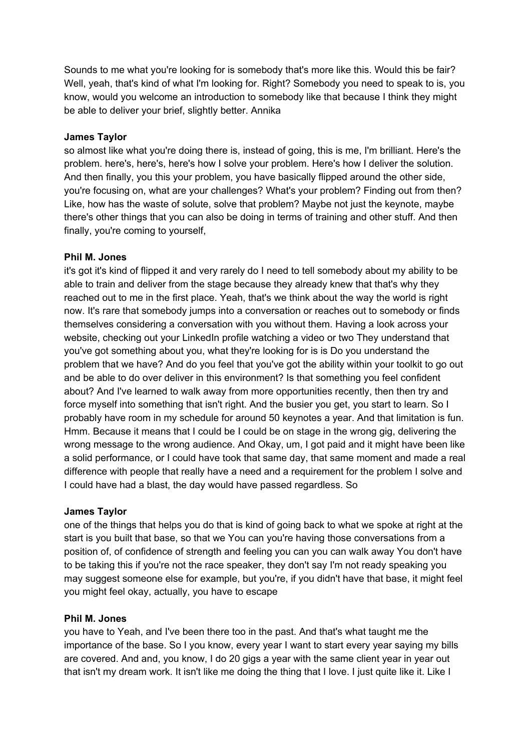Sounds to me what you're looking for is somebody that's more like this. Would this be fair? Well, yeah, that's kind of what I'm looking for. Right? Somebody you need to speak to is, you know, would you welcome an introduction to somebody like that because I think they might be able to deliver your brief, slightly better. Annika

**James Taylor**
so almost like what you're doing there is, instead of going, this is me, I'm brilliant. Here's the problem. here's, here's, here's how I solve your problem. Here's how I deliver the solution. And then finally, you this your problem, you have basically flipped around the other side, you're focusing on, what are your challenges? What's your problem? Finding out from then? Like, how has the waste of solute, solve that problem? Maybe not just the keynote, maybe there's other things that you can also be doing in terms of training and other stuff. And then finally, you're coming to yourself,

**Phil M. Jones**
it's got it's kind of flipped it and very rarely do I need to tell somebody about my ability to be able to train and deliver from the stage because they already knew that that's why they reached out to me in the first place. Yeah, that's we think about the way the world is right now. It's rare that somebody jumps into a conversation or reaches out to somebody or finds themselves considering a conversation with you without them. Having a look across your website, checking out your LinkedIn profile watching a video or two They understand that you've got something about you, what they're looking for is is Do you understand the problem that we have? And do you feel that you've got the ability within your toolkit to go out and be able to do over deliver in this environment? Is that something you feel confident about? And I've learned to walk away from more opportunities recently, then then try and force myself into something that isn't right. And the busier you get, you start to learn. So I probably have room in my schedule for around 50 keynotes a year. And that limitation is fun. Hmm. Because it means that I could be I could be on stage in the wrong gig, delivering the wrong message to the wrong audience. And Okay, um, I got paid and it might have been like a solid performance, or I could have took that same day, that same moment and made a real difference with people that really have a need and a requirement for the problem I solve and I could have had a blast, the day would have passed regardless. So

**James Taylor**
one of the things that helps you do that is kind of going back to what we spoke at right at the start is you built that base, so that we You can you're having those conversations from a position of, of confidence of strength and feeling you can you can walk away You don't have to be taking this if you're not the race speaker, they don't say I'm not ready speaking you may suggest someone else for example, but you're, if you didn't have that base, it might feel you might feel okay, actually, you have to escape

**Phil M. Jones**
you have to Yeah, and I've been there too in the past. And that's what taught me the importance of the base. So I you know, every year I want to start every year saying my bills are covered. And and, you know, I do 20 gigs a year with the same client year in year out that isn't my dream work. It isn't like me doing the thing that I love. I just quite like it. Like I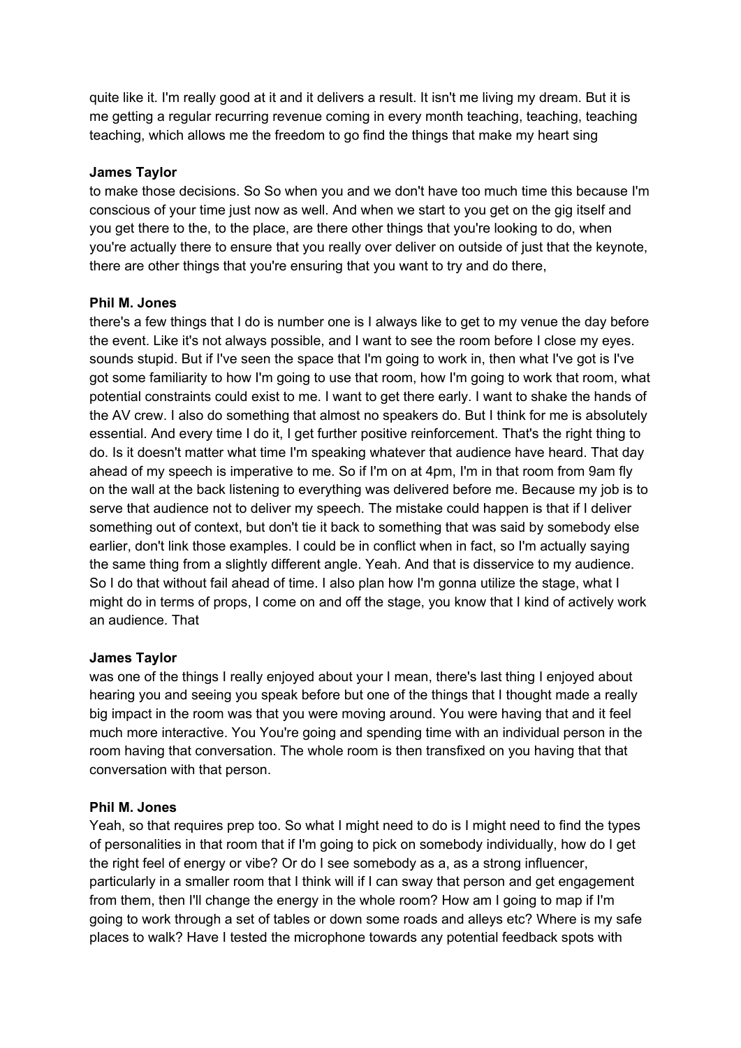quite like it. I'm really good at it and it delivers a result. It isn't me living my dream. But it is me getting a regular recurring revenue coming in every month teaching, teaching, teaching teaching, which allows me the freedom to go find the things that make my heart sing

**James Taylor**
to make those decisions. So So when you and we don't have too much time this because I'm conscious of your time just now as well. And when we start to you get on the gig itself and you get there to the, to the place, are there other things that you're looking to do, when you're actually there to ensure that you really over deliver on outside of just that the keynote, there are other things that you're ensuring that you want to try and do there,

**Phil M. Jones**
there's a few things that I do is number one is I always like to get to my venue the day before the event. Like it's not always possible, and I want to see the room before I close my eyes. sounds stupid. But if I've seen the space that I'm going to work in, then what I've got is I've got some familiarity to how I'm going to use that room, how I'm going to work that room, what potential constraints could exist to me. I want to get there early. I want to shake the hands of the AV crew. I also do something that almost no speakers do. But I think for me is absolutely essential. And every time I do it, I get further positive reinforcement. That's the right thing to do. Is it doesn't matter what time I'm speaking whatever that audience have heard. That day ahead of my speech is imperative to me. So if I'm on at 4pm, I'm in that room from 9am fly on the wall at the back listening to everything was delivered before me. Because my job is to serve that audience not to deliver my speech. The mistake could happen is that if I deliver something out of context, but don't tie it back to something that was said by somebody else earlier, don't link those examples. I could be in conflict when in fact, so I'm actually saying the same thing from a slightly different angle. Yeah. And that is disservice to my audience. So I do that without fail ahead of time. I also plan how I'm gonna utilize the stage, what I might do in terms of props, I come on and off the stage, you know that I kind of actively work an audience. That

**James Taylor**
was one of the things I really enjoyed about your I mean, there's last thing I enjoyed about hearing you and seeing you speak before but one of the things that I thought made a really big impact in the room was that you were moving around. You were having that and it feel much more interactive. You You're going and spending time with an individual person in the room having that conversation. The whole room is then transfixed on you having that that conversation with that person.

**Phil M. Jones**
Yeah, so that requires prep too. So what I might need to do is I might need to find the types of personalities in that room that if I'm going to pick on somebody individually, how do I get the right feel of energy or vibe? Or do I see somebody as a, as a strong influencer, particularly in a smaller room that I think will if I can sway that person and get engagement from them, then I'll change the energy in the whole room? How am I going to map if I'm going to work through a set of tables or down some roads and alleys etc? Where is my safe places to walk? Have I tested the microphone towards any potential feedback spots with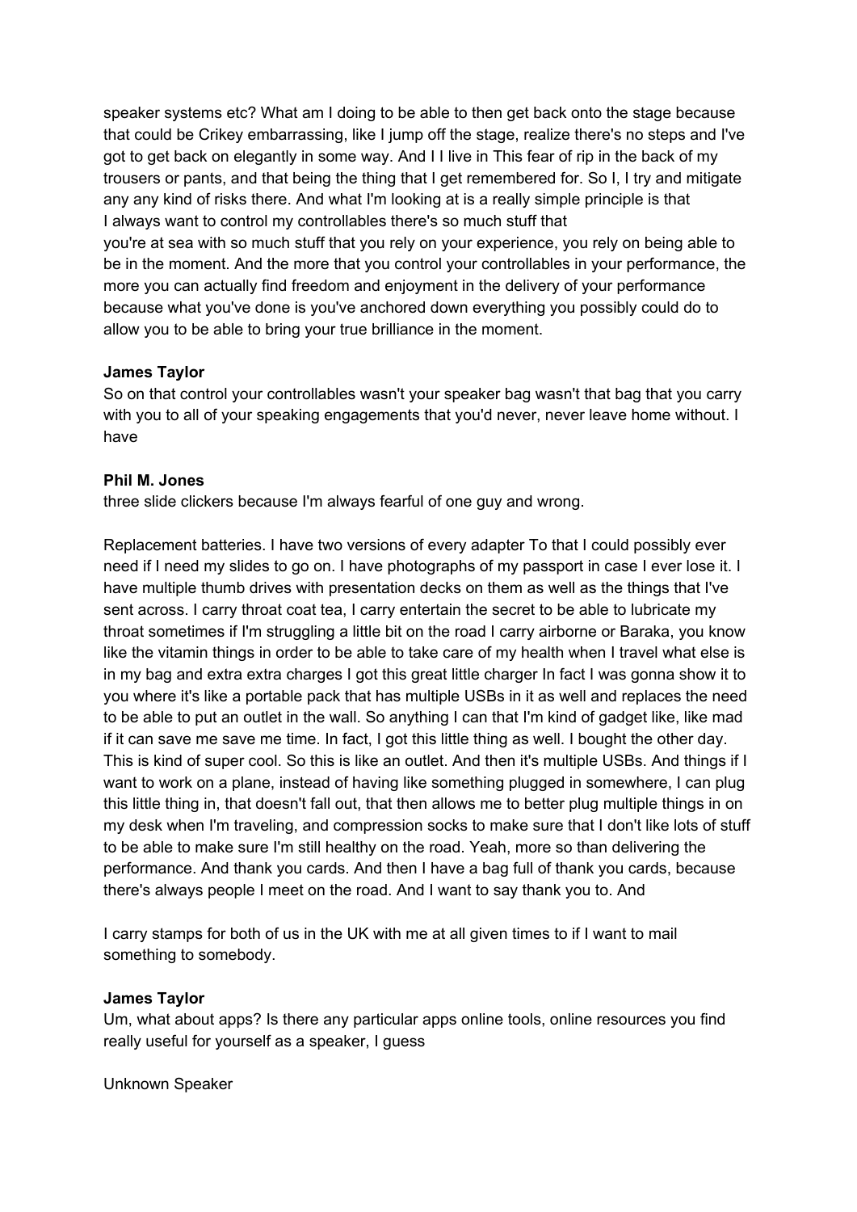speaker systems etc? What am I doing to be able to then get back onto the stage because that could be Crikey embarrassing, like I jump off the stage, realize there's no steps and I've got to get back on elegantly in some way. And I I live in This fear of rip in the back of my trousers or pants, and that being the thing that I get remembered for. So I, I try and mitigate any any kind of risks there. And what I'm looking at is a really simple principle is that I always want to control my controllables there's so much stuff that
you're at sea with so much stuff that you rely on your experience, you rely on being able to be in the moment. And the more that you control your controllables in your performance, the more you can actually find freedom and enjoyment in the delivery of your performance because what you've done is you've anchored down everything you possibly could do to allow you to be able to bring your true brilliance in the moment.

**James Taylor**

So on that control your controllables wasn't your speaker bag wasn't that bag that you carry with you to all of your speaking engagements that you'd never, never leave home without. I have

**Phil M. Jones**

three slide clickers because I'm always fearful of one guy and wrong.

Replacement batteries. I have two versions of every adapter To that I could possibly ever need if I need my slides to go on. I have photographs of my passport in case I ever lose it. I have multiple thumb drives with presentation decks on them as well as the things that I've sent across. I carry throat coat tea, I carry entertain the secret to be able to lubricate my throat sometimes if I'm struggling a little bit on the road I carry airborne or Baraka, you know like the vitamin things in order to be able to take care of my health when I travel what else is in my bag and extra extra charges I got this great little charger In fact I was gonna show it to you where it's like a portable pack that has multiple USBs in it as well and replaces the need to be able to put an outlet in the wall. So anything I can that I'm kind of gadget like, like mad if it can save me save me time. In fact, I got this little thing as well. I bought the other day. This is kind of super cool. So this is like an outlet. And then it's multiple USBs. And things if I want to work on a plane, instead of having like something plugged in somewhere, I can plug this little thing in, that doesn't fall out, that then allows me to better plug multiple things in on my desk when I'm traveling, and compression socks to make sure that I don't like lots of stuff to be able to make sure I'm still healthy on the road. Yeah, more so than delivering the performance. And thank you cards. And then I have a bag full of thank you cards, because there's always people I meet on the road. And I want to say thank you to. And

I carry stamps for both of us in the UK with me at all given times to if I want to mail something to somebody.

**James Taylor**

Um, what about apps? Is there any particular apps online tools, online resources you find really useful for yourself as a speaker, I guess

Unknown Speaker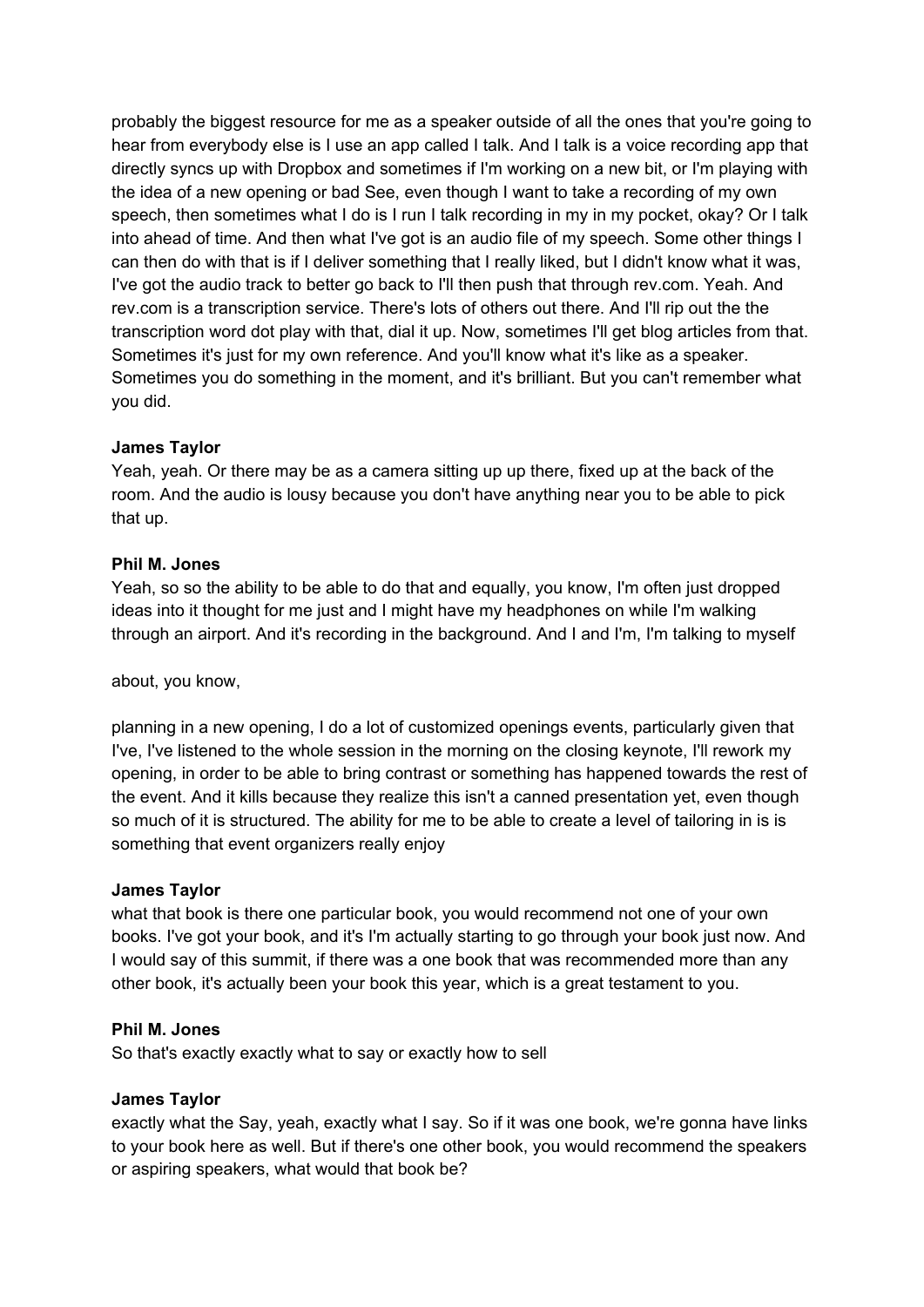probably the biggest resource for me as a speaker outside of all the ones that you're going to hear from everybody else is I use an app called I talk. And I talk is a voice recording app that directly syncs up with Dropbox and sometimes if I'm working on a new bit, or I'm playing with the idea of a new opening or bad See, even though I want to take a recording of my own speech, then sometimes what I do is I run I talk recording in my in my pocket, okay? Or I talk into ahead of time. And then what I've got is an audio file of my speech. Some other things I can then do with that is if I deliver something that I really liked, but I didn't know what it was, I've got the audio track to better go back to I'll then push that through rev.com. Yeah. And rev.com is a transcription service. There's lots of others out there. And I'll rip out the the transcription word dot play with that, dial it up. Now, sometimes I'll get blog articles from that. Sometimes it's just for my own reference. And you'll know what it's like as a speaker. Sometimes you do something in the moment, and it's brilliant. But you can't remember what you did.

**James Taylor**
Yeah, yeah. Or there may be as a camera sitting up up there, fixed up at the back of the room. And the audio is lousy because you don't have anything near you to be able to pick that up.

**Phil M. Jones**
Yeah, so so the ability to be able to do that and equally, you know, I'm often just dropped ideas into it thought for me just and I might have my headphones on while I'm walking through an airport. And it's recording in the background. And I and I'm, I'm talking to myself

about, you know,

planning in a new opening, I do a lot of customized openings events, particularly given that I've, I've listened to the whole session in the morning on the closing keynote, I'll rework my opening, in order to be able to bring contrast or something has happened towards the rest of the event. And it kills because they realize this isn't a canned presentation yet, even though so much of it is structured. The ability for me to be able to create a level of tailoring in is is something that event organizers really enjoy

**James Taylor**
what that book is there one particular book, you would recommend not one of your own books. I've got your book, and it's I'm actually starting to go through your book just now. And I would say of this summit, if there was a one book that was recommended more than any other book, it's actually been your book this year, which is a great testament to you.

**Phil M. Jones**
So that's exactly exactly what to say or exactly how to sell

**James Taylor**
exactly what the Say, yeah, exactly what I say. So if it was one book, we're gonna have links to your book here as well. But if there's one other book, you would recommend the speakers or aspiring speakers, what would that book be?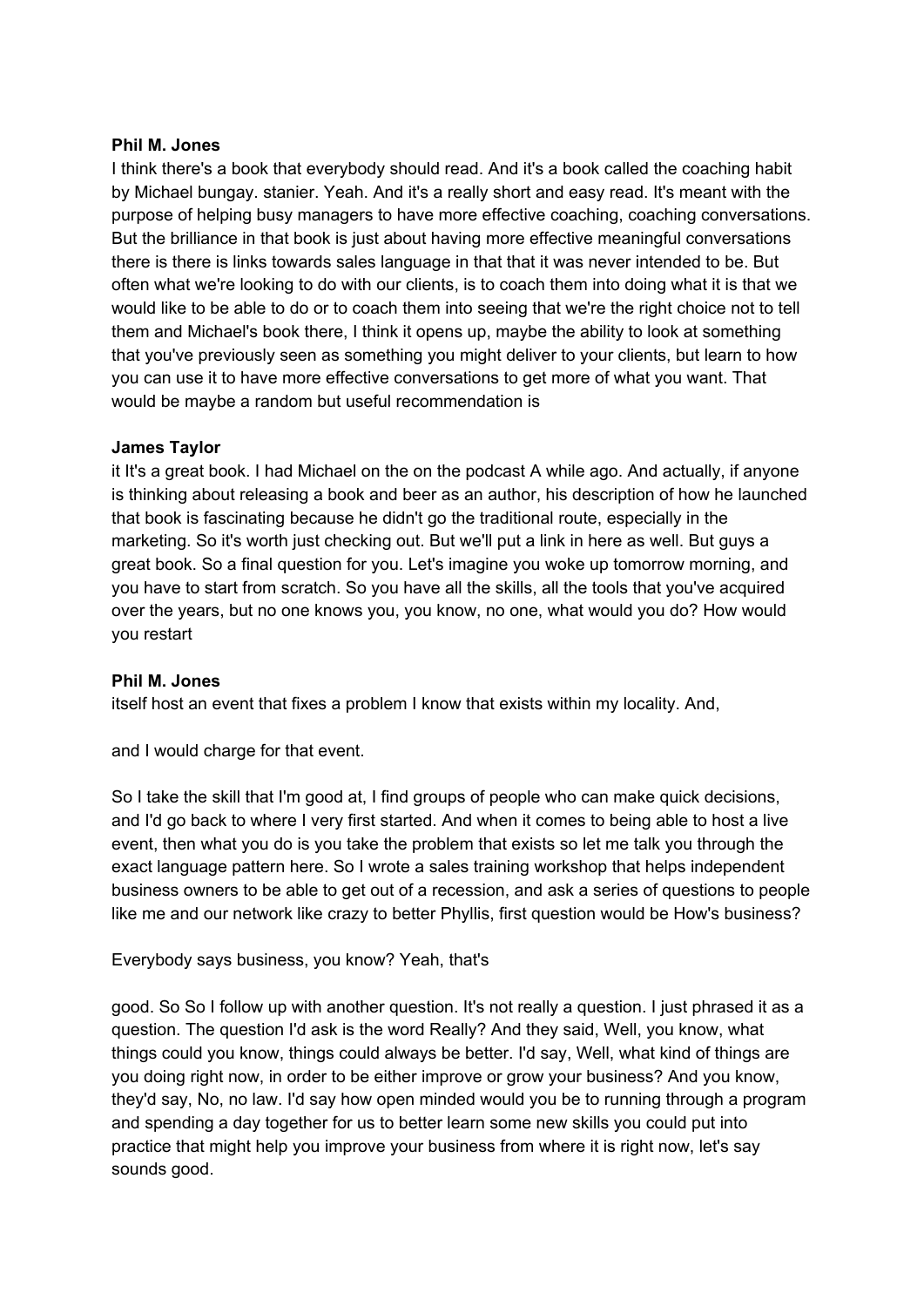**Phil M. Jones**
I think there's a book that everybody should read. And it's a book called the coaching habit by Michael bungay. stanier. Yeah. And it's a really short and easy read. It's meant with the purpose of helping busy managers to have more effective coaching, coaching conversations. But the brilliance in that book is just about having more effective meaningful conversations there is there is links towards sales language in that that it was never intended to be. But often what we're looking to do with our clients, is to coach them into doing what it is that we would like to be able to do or to coach them into seeing that we're the right choice not to tell them and Michael's book there, I think it opens up, maybe the ability to look at something that you've previously seen as something you might deliver to your clients, but learn to how you can use it to have more effective conversations to get more of what you want. That would be maybe a random but useful recommendation is

**James Taylor**
it It's a great book. I had Michael on the on the podcast A while ago. And actually, if anyone is thinking about releasing a book and beer as an author, his description of how he launched that book is fascinating because he didn't go the traditional route, especially in the marketing. So it's worth just checking out. But we'll put a link in here as well. But guys a great book. So a final question for you. Let's imagine you woke up tomorrow morning, and you have to start from scratch. So you have all the skills, all the tools that you've acquired over the years, but no one knows you, you know, no one, what would you do? How would you restart

**Phil M. Jones**
itself host an event that fixes a problem I know that exists within my locality. And,

and I would charge for that event.

So I take the skill that I'm good at, I find groups of people who can make quick decisions, and I'd go back to where I very first started. And when it comes to being able to host a live event, then what you do is you take the problem that exists so let me talk you through the exact language pattern here. So I wrote a sales training workshop that helps independent business owners to be able to get out of a recession, and ask a series of questions to people like me and our network like crazy to better Phyllis, first question would be How's business?

Everybody says business, you know? Yeah, that's

good. So So I follow up with another question. It's not really a question. I just phrased it as a question. The question I'd ask is the word Really? And they said, Well, you know, what things could you know, things could always be better. I'd say, Well, what kind of things are you doing right now, in order to be either improve or grow your business? And you know, they'd say, No, no law. I'd say how open minded would you be to running through a program and spending a day together for us to better learn some new skills you could put into practice that might help you improve your business from where it is right now, let's say sounds good.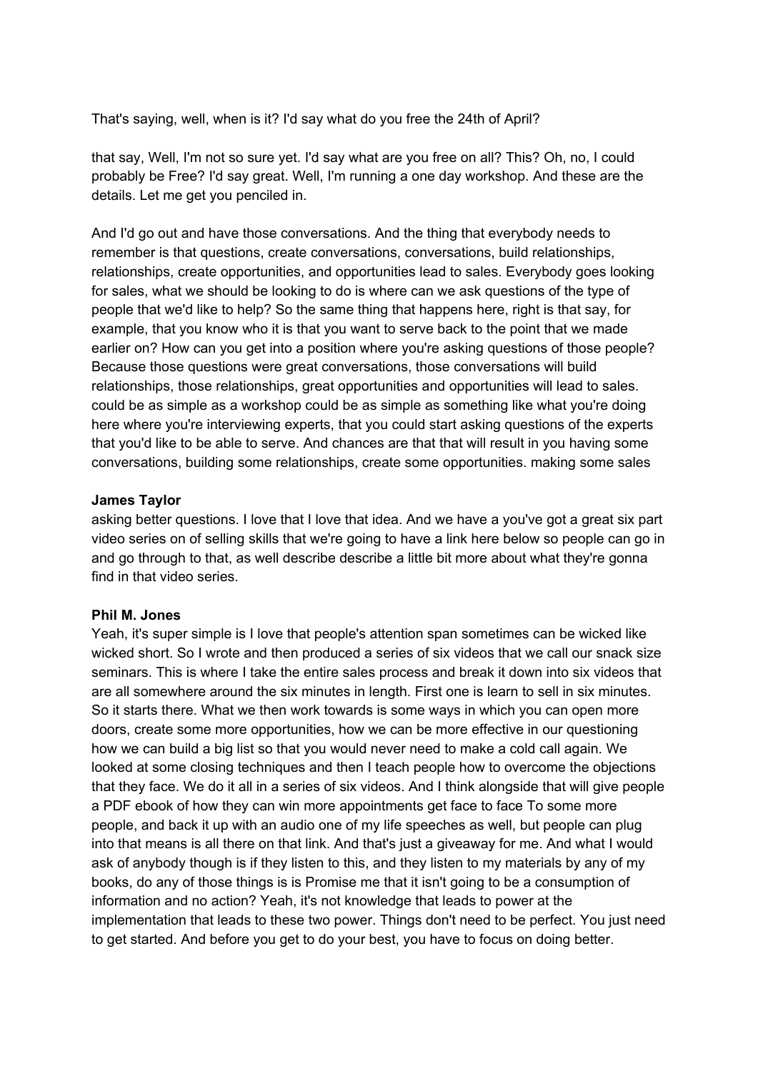That's saying, well, when is it? I'd say what do you free the 24th of April?

that say, Well, I'm not so sure yet. I'd say what are you free on all? This? Oh, no, I could probably be Free? I'd say great. Well, I'm running a one day workshop. And these are the details. Let me get you penciled in.

And I'd go out and have those conversations. And the thing that everybody needs to remember is that questions, create conversations, conversations, build relationships, relationships, create opportunities, and opportunities lead to sales. Everybody goes looking for sales, what we should be looking to do is where can we ask questions of the type of people that we'd like to help? So the same thing that happens here, right is that say, for example, that you know who it is that you want to serve back to the point that we made earlier on? How can you get into a position where you're asking questions of those people? Because those questions were great conversations, those conversations will build relationships, those relationships, great opportunities and opportunities will lead to sales. could be as simple as a workshop could be as simple as something like what you're doing here where you're interviewing experts, that you could start asking questions of the experts that you'd like to be able to serve. And chances are that that will result in you having some conversations, building some relationships, create some opportunities. making some sales

**James Taylor**
asking better questions. I love that I love that idea. And we have a you've got a great six part video series on of selling skills that we're going to have a link here below so people can go in and go through to that, as well describe describe a little bit more about what they're gonna find in that video series.

**Phil M. Jones**
Yeah, it's super simple is I love that people's attention span sometimes can be wicked like wicked short. So I wrote and then produced a series of six videos that we call our snack size seminars. This is where I take the entire sales process and break it down into six videos that are all somewhere around the six minutes in length. First one is learn to sell in six minutes. So it starts there. What we then work towards is some ways in which you can open more doors, create some more opportunities, how we can be more effective in our questioning how we can build a big list so that you would never need to make a cold call again. We looked at some closing techniques and then I teach people how to overcome the objections that they face. We do it all in a series of six videos. And I think alongside that will give people a PDF ebook of how they can win more appointments get face to face To some more people, and back it up with an audio one of my life speeches as well, but people can plug into that means is all there on that link. And that's just a giveaway for me. And what I would ask of anybody though is if they listen to this, and they listen to my materials by any of my books, do any of those things is is Promise me that it isn't going to be a consumption of information and no action? Yeah, it's not knowledge that leads to power at the implementation that leads to these two power. Things don't need to be perfect. You just need to get started. And before you get to do your best, you have to focus on doing better.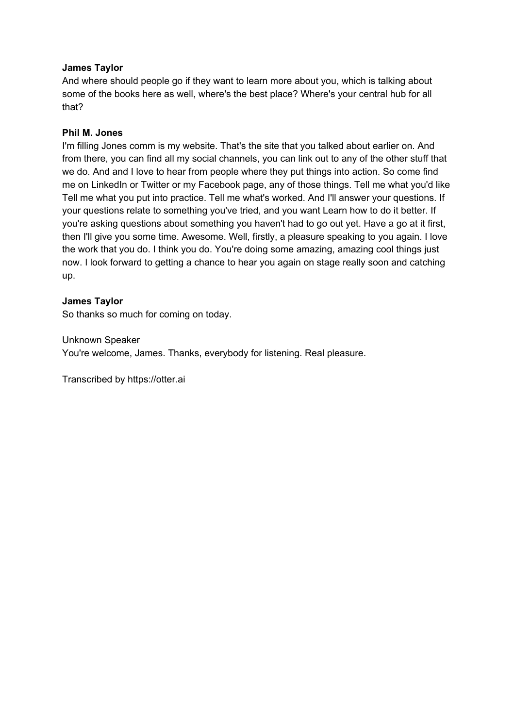**James Taylor**
And where should people go if they want to learn more about you, which is talking about some of the books here as well, where's the best place? Where's your central hub for all that?

**Phil M. Jones**
I'm filling Jones comm is my website. That's the site that you talked about earlier on. And from there, you can find all my social channels, you can link out to any of the other stuff that we do. And and I love to hear from people where they put things into action. So come find me on LinkedIn or Twitter or my Facebook page, any of those things. Tell me what you'd like Tell me what you put into practice. Tell me what's worked. And I'll answer your questions. If your questions relate to something you've tried, and you want Learn how to do it better. If you're asking questions about something you haven't had to go out yet. Have a go at it first, then I'll give you some time. Awesome. Well, firstly, a pleasure speaking to you again. I love the work that you do. I think you do. You're doing some amazing, amazing cool things just now. I look forward to getting a chance to hear you again on stage really soon and catching up.

**James Taylor**
So thanks so much for coming on today.

Unknown Speaker
You're welcome, James. Thanks, everybody for listening. Real pleasure.

Transcribed by https://otter.ai